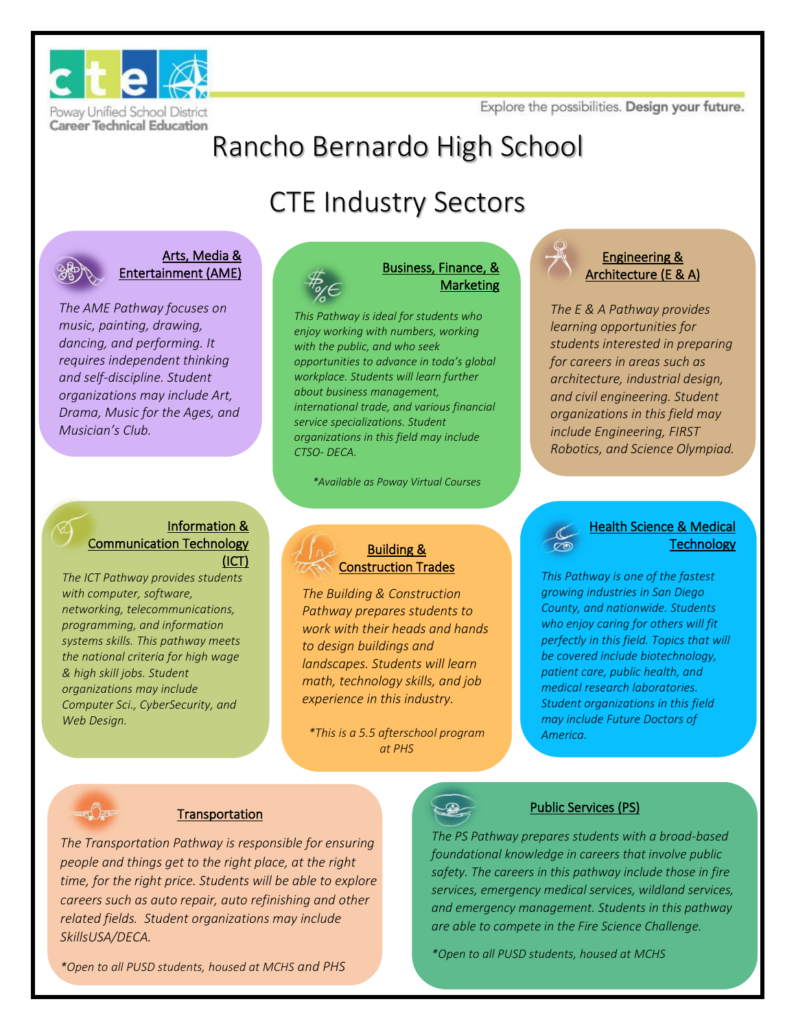Poway Unified School District
Career Technical Education

Explore the possibilities. **Design your future.**

# Rancho Bernardo High School

# CTE Industry Sectors

## Arts, Media & Entertainment (AME)

*The AME Pathway focuses on music, painting, drawing, dancing, and performing. It requires independent thinking and self-discipline. Student organizations may include Art, Drama, Music for the Ages, and Musician's Club.*

## Business, Finance, & Marketing

*This Pathway is ideal for students who enjoy working with numbers, working with the public, and who seek opportunities to advance in toda's global workplace. Students will learn further about business management, international trade, and various financial service specializations. Student organizations in this field may include CTSO- DECA.*

**Available as Poway Virtual Courses*

## Engineering & Architecture (E & A)

*The E & A Pathway provides learning opportunities for students interested in preparing for careers in areas such as architecture, industrial design, and civil engineering. Student organizations in this field may include Engineering, FIRST Robotics, and Science Olympiad.*

## Information & Communication Technology (ICT)

*The ICT Pathway provides students with computer, software, networking, telecommunications, programming, and information systems skills. This pathway meets the national criteria for high wage & high skill jobs. Student organizations may include Computer Sci., CyberSecurity, and Web Design.*

## Building & Construction Trades

*The Building & Construction Pathway prepares students to work with their heads and hands to design buildings and landscapes. Students will learn math, technology skills, and job experience in this industry.*

**This is a 5.5 afterschool program at PHS*

## Health Science & Medical Technology

*This Pathway is one of the fastest growing industries in San Diego County, and nationwide. Students who enjoy caring for others will fit perfectly in this field. Topics that will be covered include biotechnology, patient care, public health, and medical research laboratories. Student organizations in this field may include Future Doctors of America.*

## Transportation

*The Transportation Pathway is responsible for ensuring people and things get to the right place, at the right time, for the right price. Students will be able to explore careers such as auto repair, auto refinishing and other related fields. Student organizations may include SkillsUSA/DECA.*

**Open to all PUSD students, housed at MCHS and PHS*

## Public Services (PS)

*The PS Pathway prepares students with a broad-based foundational knowledge in careers that involve public safety. The careers in this pathway include those in fire services, emergency medical services, wildland services, and emergency management. Students in this pathway are able to compete in the Fire Science Challenge.*

**Open to all PUSD students, housed at MCHS*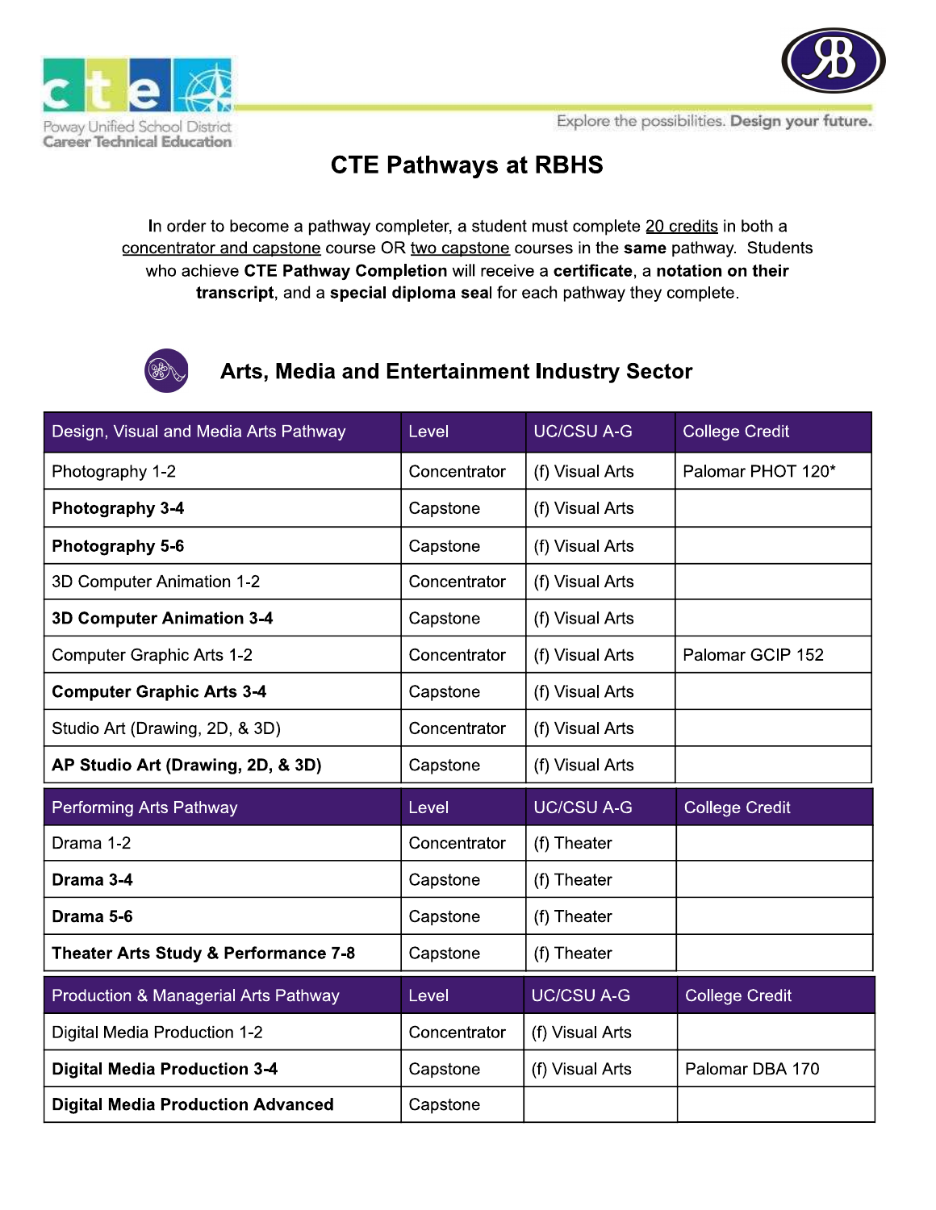Poway Unified School District
Career Technical Education

Explore the possibilities. **Design your future.**

# CTE Pathways at RBHS

In order to become a pathway completer, a student must complete 20 credits in both a concentrator and capstone course OR two capstone courses in the **same** pathway. Students who achieve **CTE Pathway Completion** will receive a **certificate**, a **notation on their transcript**, and a **special diploma seal** for each pathway they complete.

## Arts, Media and Entertainment Industry Sector

| Design, Visual and Media Arts Pathway | Level | UC/CSU A-G | College Credit |
|---|---|---|---|
| Photography 1-2 | Concentrator | (f) Visual Arts | Palomar PHOT 120* |
| **Photography 3-4** | Capstone | (f) Visual Arts | |
| **Photography 5-6** | Capstone | (f) Visual Arts | |
| 3D Computer Animation 1-2 | Concentrator | (f) Visual Arts | |
| **3D Computer Animation 3-4** | Capstone | (f) Visual Arts | |
| Computer Graphic Arts 1-2 | Concentrator | (f) Visual Arts | Palomar GCIP 152 |
| **Computer Graphic Arts 3-4** | Capstone | (f) Visual Arts | |
| Studio Art (Drawing, 2D, & 3D) | Concentrator | (f) Visual Arts | |
| **AP Studio Art (Drawing, 2D, & 3D)** | Capstone | (f) Visual Arts | |

| Performing Arts Pathway | Level | UC/CSU A-G | College Credit |
|---|---|---|---|
| Drama 1-2 | Concentrator | (f) Theater | |
| **Drama 3-4** | Capstone | (f) Theater | |
| **Drama 5-6** | Capstone | (f) Theater | |
| **Theater Arts Study & Performance 7-8** | Capstone | (f) Theater | |

| Production & Managerial Arts Pathway | Level | UC/CSU A-G | College Credit |
|---|---|---|---|
| Digital Media Production 1-2 | Concentrator | (f) Visual Arts | |
| **Digital Media Production 3-4** | Capstone | (f) Visual Arts | Palomar DBA 170 |
| **Digital Media Production Advanced** | Capstone | | |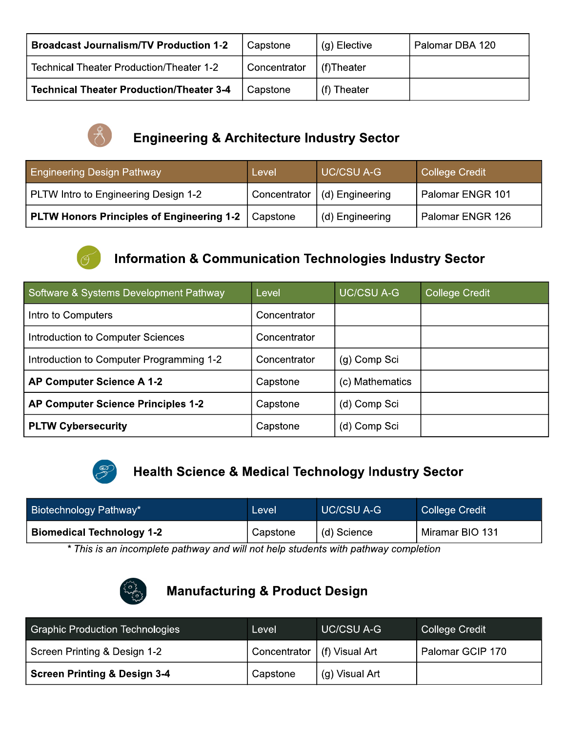| **Broadcast Journalism/TV Production 1-2** | Capstone | (g) Elective | Palomar DBA 120 |
|---|---|---|---|
| Technical Theater Production/Theater 1-2 | Concentrator | (f)Theater | |
| **Technical Theater Production/Theater 3-4** | Capstone | (f) Theater | |

## Engineering & Architecture Industry Sector

| Engineering Design Pathway | Level | UC/CSU A-G | College Credit |
|---|---|---|---|
| PLTW Intro to Engineering Design 1-2 | Concentrator | (d) Engineering | Palomar ENGR 101 |
| **PLTW Honors Principles of Engineering 1-2** | Capstone | (d) Engineering | Palomar ENGR 126 |

## Information & Communication Technologies Industry Sector

| Software & Systems Development Pathway | Level | UC/CSU A-G | College Credit |
|---|---|---|---|
| Intro to Computers | Concentrator | | |
| Introduction to Computer Sciences | Concentrator | | |
| Introduction to Computer Programming 1-2 | Concentrator | (g) Comp Sci | |
| **AP Computer Science A 1-2** | Capstone | (c) Mathematics | |
| **AP Computer Science Principles 1-2** | Capstone | (d) Comp Sci | |
| **PLTW Cybersecurity** | Capstone | (d) Comp Sci | |

## Health Science & Medical Technology Industry Sector

| Biotechnology Pathway* | Level | UC/CSU A-G | College Credit |
|---|---|---|---|
| **Biomedical Technology 1-2** | Capstone | (d) Science | Miramar BIO 131 |

*\* This is an incomplete pathway and will not help students with pathway completion*

## Manufacturing & Product Design

| Graphic Production Technologies | Level | UC/CSU A-G | College Credit |
|---|---|---|---|
| Screen Printing & Design 1-2 | Concentrator | (f) Visual Art | Palomar GCIP 170 |
| **Screen Printing & Design 3-4** | Capstone | (g) Visual Art | |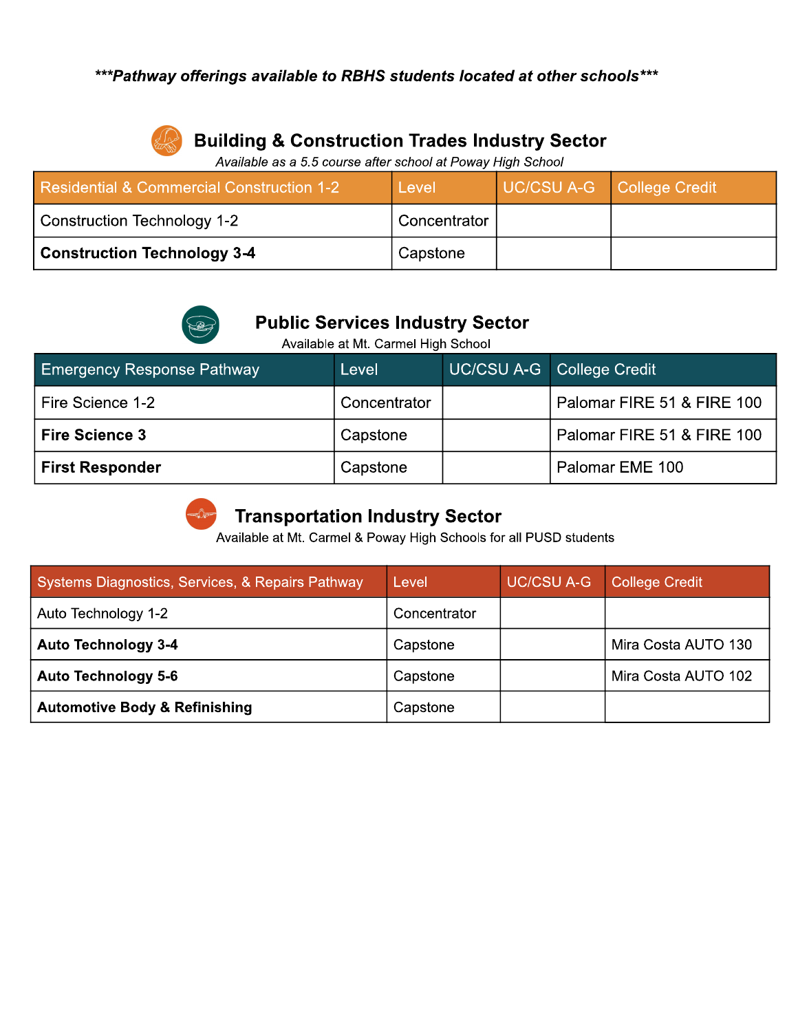***Pathway offerings available to RBHS students located at other schools***

## Building & Construction Trades Industry Sector

*Available as a 5.5 course after school at Poway High School*

| Residential & Commercial Construction 1-2 | Level | UC/CSU A-G | College Credit |
|---|---|---|---|
| Construction Technology 1-2 | Concentrator | | |
| **Construction Technology 3-4** | Capstone | | |

## Public Services Industry Sector

Available at Mt. Carmel High School

| Emergency Response Pathway | Level | UC/CSU A-G | College Credit |
|---|---|---|---|
| Fire Science 1-2 | Concentrator | | Palomar FIRE 51 & FIRE 100 |
| **Fire Science 3** | Capstone | | Palomar FIRE 51 & FIRE 100 |
| **First Responder** | Capstone | | Palomar EME 100 |

## Transportation Industry Sector

Available at Mt. Carmel & Poway High Schools for all PUSD students

| Systems Diagnostics, Services, & Repairs Pathway | Level | UC/CSU A-G | College Credit |
|---|---|---|---|
| Auto Technology 1-2 | Concentrator | | |
| **Auto Technology 3-4** | Capstone | | Mira Costa AUTO 130 |
| **Auto Technology 5-6** | Capstone | | Mira Costa AUTO 102 |
| **Automotive Body & Refinishing** | Capstone | | |